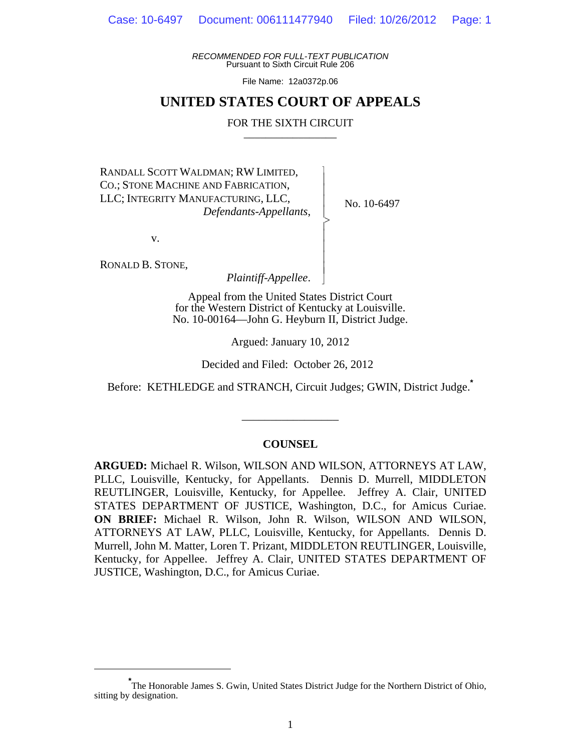*RECOMMENDED FOR FULL-TEXT PUBLICATION*
Pursuant to Sixth Circuit Rule 206

File Name: 12a0372p.06

# UNITED STATES COURT OF APPEALS

FOR THE SIXTH CIRCUIT

_________________

RANDALL SCOTT WALDMAN; RW LIMITED, CO.; STONE MACHINE AND FABRICATION, LLC; INTEGRITY MANUFACTURING, LLC,
*Defendants-Appellants*,

v.

RONALD B. STONE,
*Plaintiff-Appellee*.

No. 10-6497

Appeal from the United States District Court
for the Western District of Kentucky at Louisville.
No. 10-00164—John G. Heyburn II, District Judge.

Argued: January 10, 2012

Decided and Filed: October 26, 2012

Before: KETHLEDGE and STRANCH, Circuit Judges; GWIN, District Judge.*

_________________

## COUNSEL

**ARGUED:** Michael R. Wilson, WILSON AND WILSON, ATTORNEYS AT LAW, PLLC, Louisville, Kentucky, for Appellants. Dennis D. Murrell, MIDDLETON REUTLINGER, Louisville, Kentucky, for Appellee. Jeffrey A. Clair, UNITED STATES DEPARTMENT OF JUSTICE, Washington, D.C., for Amicus Curiae. **ON BRIEF:** Michael R. Wilson, John R. Wilson, WILSON AND WILSON, ATTORNEYS AT LAW, PLLC, Louisville, Kentucky, for Appellants. Dennis D. Murrell, John M. Matter, Loren T. Prizant, MIDDLETON REUTLINGER, Louisville, Kentucky, for Appellee. Jeffrey A. Clair, UNITED STATES DEPARTMENT OF JUSTICE, Washington, D.C., for Amicus Curiae.

---

*The Honorable James S. Gwin, United States District Judge for the Northern District of Ohio, sitting by designation.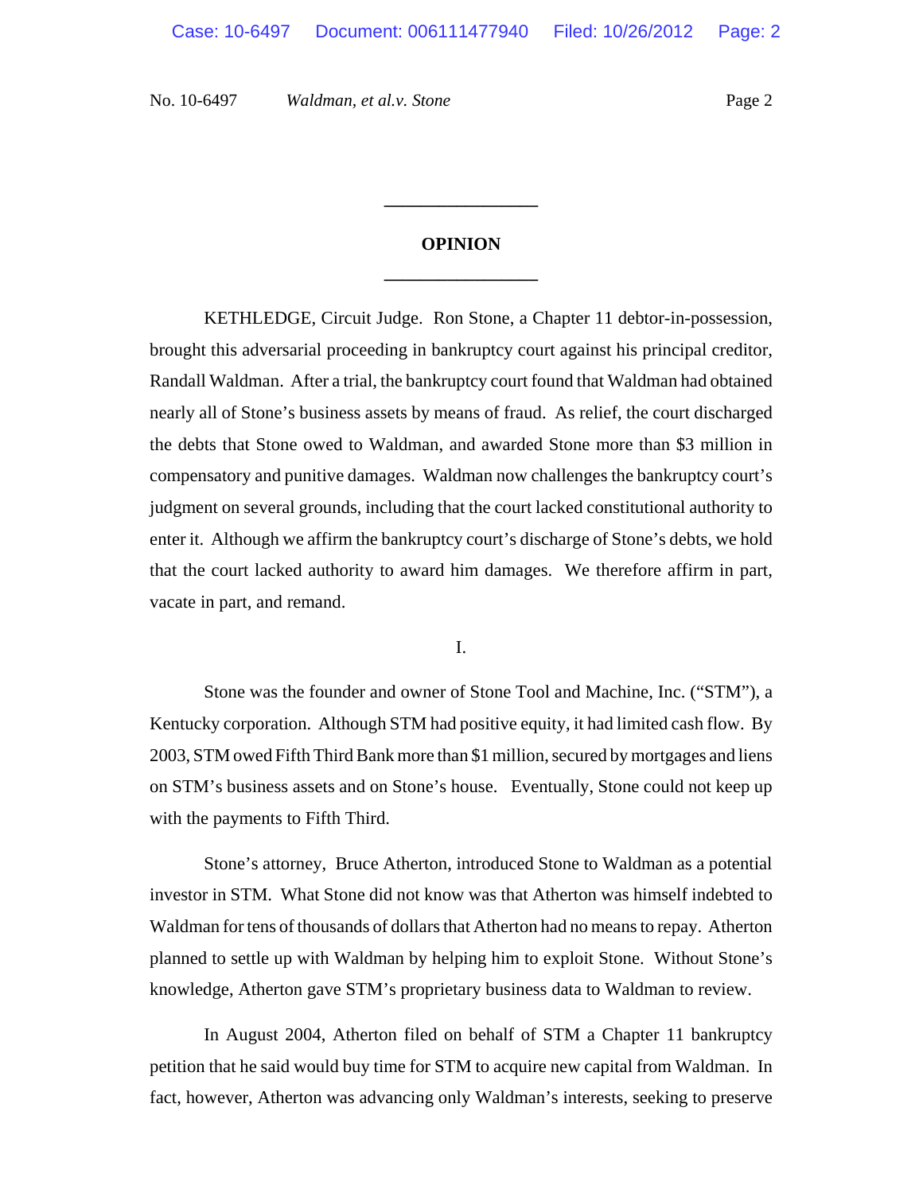## OPINION

KETHLEDGE, Circuit Judge. Ron Stone, a Chapter 11 debtor-in-possession, brought this adversarial proceeding in bankruptcy court against his principal creditor, Randall Waldman. After a trial, the bankruptcy court found that Waldman had obtained nearly all of Stone's business assets by means of fraud. As relief, the court discharged the debts that Stone owed to Waldman, and awarded Stone more than $3 million in compensatory and punitive damages. Waldman now challenges the bankruptcy court's judgment on several grounds, including that the court lacked constitutional authority to enter it. Although we affirm the bankruptcy court's discharge of Stone's debts, we hold that the court lacked authority to award him damages. We therefore affirm in part, vacate in part, and remand.

### I.

Stone was the founder and owner of Stone Tool and Machine, Inc. ("STM"), a Kentucky corporation. Although STM had positive equity, it had limited cash flow. By 2003, STM owed Fifth Third Bank more than $1 million, secured by mortgages and liens on STM's business assets and on Stone's house. Eventually, Stone could not keep up with the payments to Fifth Third.

Stone's attorney, Bruce Atherton, introduced Stone to Waldman as a potential investor in STM. What Stone did not know was that Atherton was himself indebted to Waldman for tens of thousands of dollars that Atherton had no means to repay. Atherton planned to settle up with Waldman by helping him to exploit Stone. Without Stone's knowledge, Atherton gave STM's proprietary business data to Waldman to review.

In August 2004, Atherton filed on behalf of STM a Chapter 11 bankruptcy petition that he said would buy time for STM to acquire new capital from Waldman. In fact, however, Atherton was advancing only Waldman's interests, seeking to preserve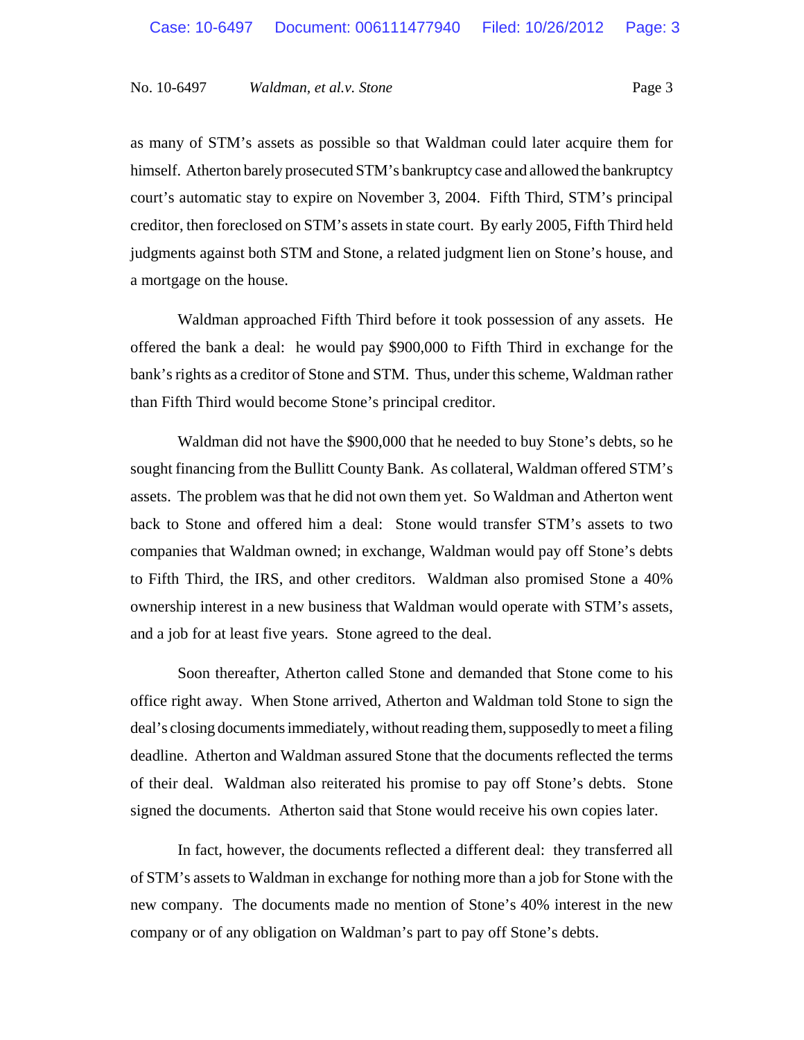as many of STM's assets as possible so that Waldman could later acquire them for himself. Atherton barely prosecuted STM's bankruptcy case and allowed the bankruptcy court's automatic stay to expire on November 3, 2004. Fifth Third, STM's principal creditor, then foreclosed on STM's assets in state court. By early 2005, Fifth Third held judgments against both STM and Stone, a related judgment lien on Stone's house, and a mortgage on the house.

Waldman approached Fifth Third before it took possession of any assets. He offered the bank a deal: he would pay $900,000 to Fifth Third in exchange for the bank's rights as a creditor of Stone and STM. Thus, under this scheme, Waldman rather than Fifth Third would become Stone's principal creditor.

Waldman did not have the $900,000 that he needed to buy Stone's debts, so he sought financing from the Bullitt County Bank. As collateral, Waldman offered STM's assets. The problem was that he did not own them yet. So Waldman and Atherton went back to Stone and offered him a deal: Stone would transfer STM's assets to two companies that Waldman owned; in exchange, Waldman would pay off Stone's debts to Fifth Third, the IRS, and other creditors. Waldman also promised Stone a 40% ownership interest in a new business that Waldman would operate with STM's assets, and a job for at least five years. Stone agreed to the deal.

Soon thereafter, Atherton called Stone and demanded that Stone come to his office right away. When Stone arrived, Atherton and Waldman told Stone to sign the deal's closing documents immediately, without reading them, supposedly to meet a filing deadline. Atherton and Waldman assured Stone that the documents reflected the terms of their deal. Waldman also reiterated his promise to pay off Stone's debts. Stone signed the documents. Atherton said that Stone would receive his own copies later.

In fact, however, the documents reflected a different deal: they transferred all of STM's assets to Waldman in exchange for nothing more than a job for Stone with the new company. The documents made no mention of Stone's 40% interest in the new company or of any obligation on Waldman's part to pay off Stone's debts.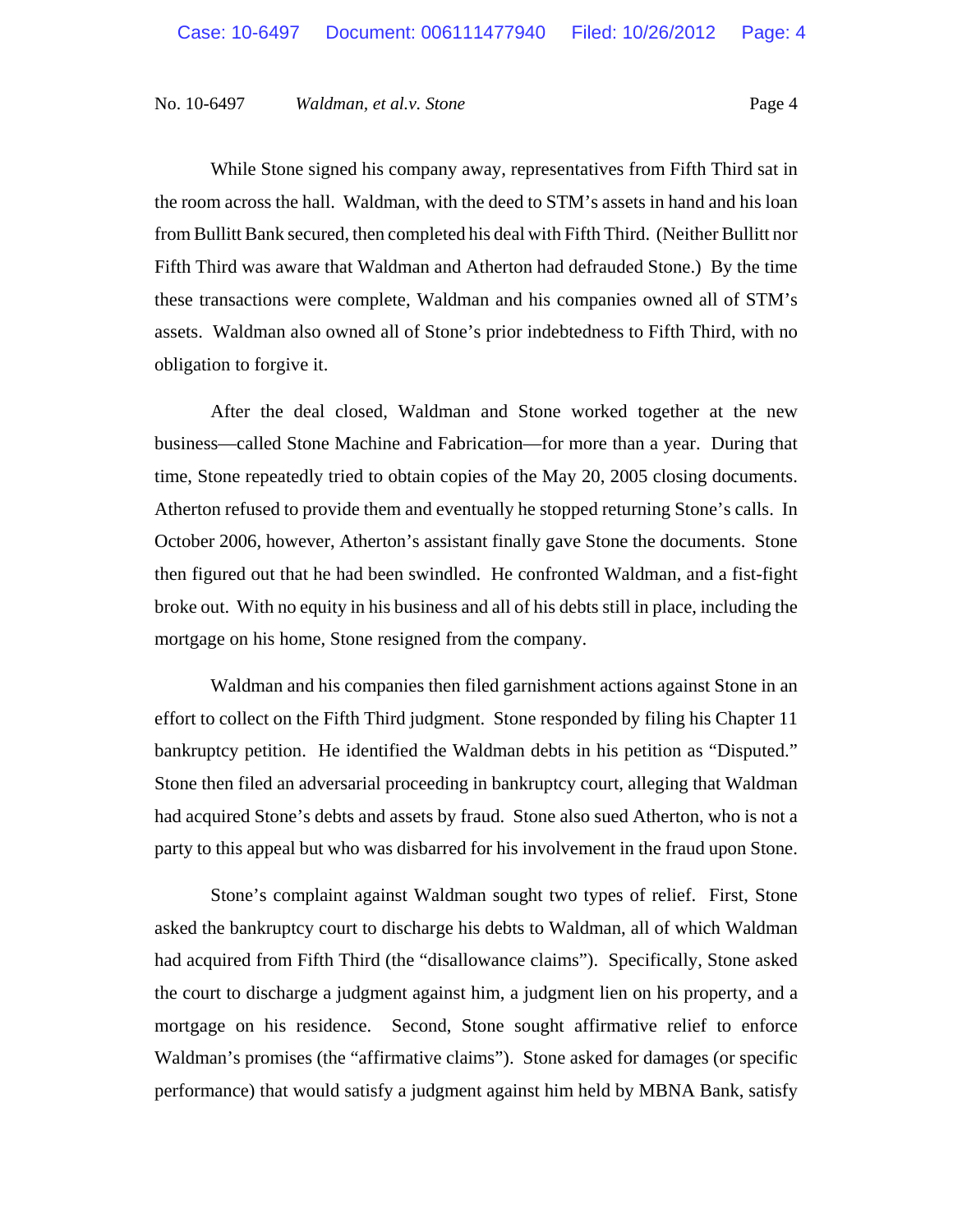While Stone signed his company away, representatives from Fifth Third sat in the room across the hall. Waldman, with the deed to STM's assets in hand and his loan from Bullitt Bank secured, then completed his deal with Fifth Third. (Neither Bullitt nor Fifth Third was aware that Waldman and Atherton had defrauded Stone.) By the time these transactions were complete, Waldman and his companies owned all of STM's assets. Waldman also owned all of Stone's prior indebtedness to Fifth Third, with no obligation to forgive it.

After the deal closed, Waldman and Stone worked together at the new business—called Stone Machine and Fabrication—for more than a year. During that time, Stone repeatedly tried to obtain copies of the May 20, 2005 closing documents. Atherton refused to provide them and eventually he stopped returning Stone's calls. In October 2006, however, Atherton's assistant finally gave Stone the documents. Stone then figured out that he had been swindled. He confronted Waldman, and a fist-fight broke out. With no equity in his business and all of his debts still in place, including the mortgage on his home, Stone resigned from the company.

Waldman and his companies then filed garnishment actions against Stone in an effort to collect on the Fifth Third judgment. Stone responded by filing his Chapter 11 bankruptcy petition. He identified the Waldman debts in his petition as "Disputed." Stone then filed an adversarial proceeding in bankruptcy court, alleging that Waldman had acquired Stone's debts and assets by fraud. Stone also sued Atherton, who is not a party to this appeal but who was disbarred for his involvement in the fraud upon Stone.

Stone's complaint against Waldman sought two types of relief. First, Stone asked the bankruptcy court to discharge his debts to Waldman, all of which Waldman had acquired from Fifth Third (the "disallowance claims"). Specifically, Stone asked the court to discharge a judgment against him, a judgment lien on his property, and a mortgage on his residence. Second, Stone sought affirmative relief to enforce Waldman's promises (the "affirmative claims"). Stone asked for damages (or specific performance) that would satisfy a judgment against him held by MBNA Bank, satisfy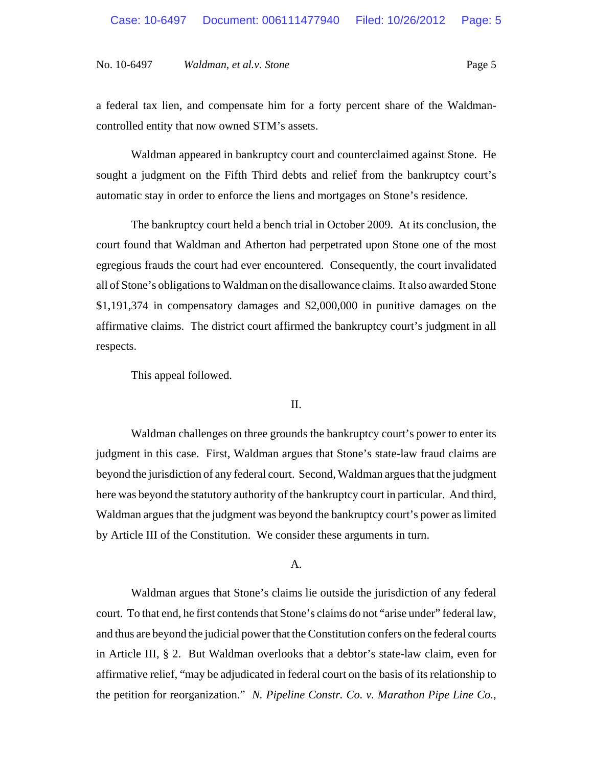a federal tax lien, and compensate him for a forty percent share of the Waldman-controlled entity that now owned STM's assets.

Waldman appeared in bankruptcy court and counterclaimed against Stone. He sought a judgment on the Fifth Third debts and relief from the bankruptcy court's automatic stay in order to enforce the liens and mortgages on Stone's residence.

The bankruptcy court held a bench trial in October 2009. At its conclusion, the court found that Waldman and Atherton had perpetrated upon Stone one of the most egregious frauds the court had ever encountered. Consequently, the court invalidated all of Stone's obligations to Waldman on the disallowance claims. It also awarded Stone $1,191,374 in compensatory damages and $2,000,000 in punitive damages on the affirmative claims. The district court affirmed the bankruptcy court's judgment in all respects.

This appeal followed.

## II.

Waldman challenges on three grounds the bankruptcy court's power to enter its judgment in this case. First, Waldman argues that Stone's state-law fraud claims are beyond the jurisdiction of any federal court. Second, Waldman argues that the judgment here was beyond the statutory authority of the bankruptcy court in particular. And third, Waldman argues that the judgment was beyond the bankruptcy court's power as limited by Article III of the Constitution. We consider these arguments in turn.

### A.

Waldman argues that Stone's claims lie outside the jurisdiction of any federal court. To that end, he first contends that Stone's claims do not "arise under" federal law, and thus are beyond the judicial power that the Constitution confers on the federal courts in Article III, § 2. But Waldman overlooks that a debtor's state-law claim, even for affirmative relief, "may be adjudicated in federal court on the basis of its relationship to the petition for reorganization." *N. Pipeline Constr. Co. v. Marathon Pipe Line Co.*,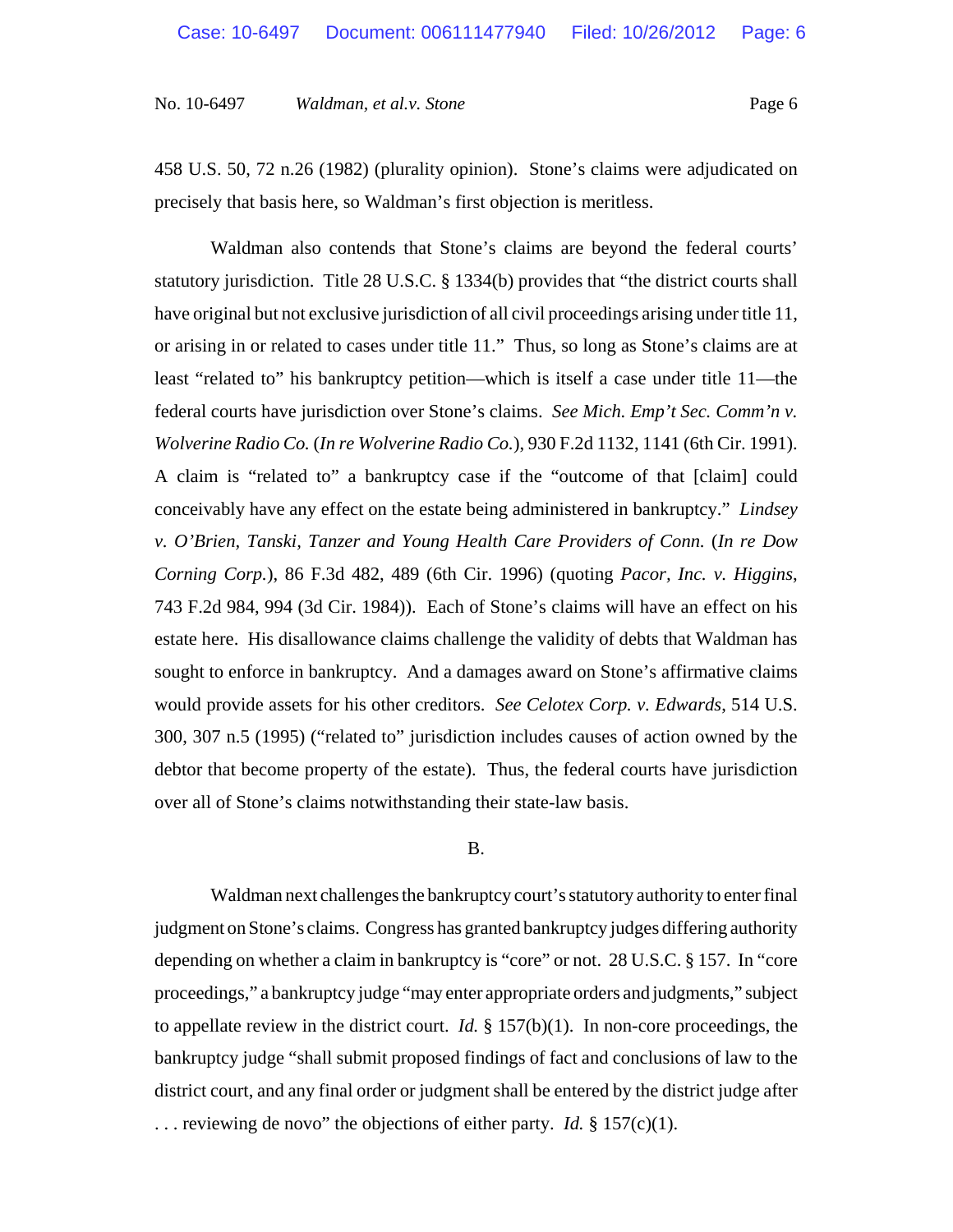458 U.S. 50, 72 n.26 (1982) (plurality opinion). Stone's claims were adjudicated on precisely that basis here, so Waldman's first objection is meritless.

Waldman also contends that Stone's claims are beyond the federal courts' statutory jurisdiction. Title 28 U.S.C. § 1334(b) provides that "the district courts shall have original but not exclusive jurisdiction of all civil proceedings arising under title 11, or arising in or related to cases under title 11." Thus, so long as Stone's claims are at least "related to" his bankruptcy petition—which is itself a case under title 11—the federal courts have jurisdiction over Stone's claims. *See Mich. Emp't Sec. Comm'n v. Wolverine Radio Co.* (*In re Wolverine Radio Co.*), 930 F.2d 1132, 1141 (6th Cir. 1991). A claim is "related to" a bankruptcy case if the "outcome of that [claim] could conceivably have any effect on the estate being administered in bankruptcy." *Lindsey v. O'Brien, Tanski, Tanzer and Young Health Care Providers of Conn.* (*In re Dow Corning Corp.*), 86 F.3d 482, 489 (6th Cir. 1996) (quoting *Pacor, Inc. v. Higgins*, 743 F.2d 984, 994 (3d Cir. 1984)). Each of Stone's claims will have an effect on his estate here. His disallowance claims challenge the validity of debts that Waldman has sought to enforce in bankruptcy. And a damages award on Stone's affirmative claims would provide assets for his other creditors. *See Celotex Corp. v. Edwards*, 514 U.S. 300, 307 n.5 (1995) ("related to" jurisdiction includes causes of action owned by the debtor that become property of the estate). Thus, the federal courts have jurisdiction over all of Stone's claims notwithstanding their state-law basis.

B.

Waldman next challenges the bankruptcy court's statutory authority to enter final judgment on Stone's claims. Congress has granted bankruptcy judges differing authority depending on whether a claim in bankruptcy is "core" or not. 28 U.S.C. § 157. In "core proceedings," a bankruptcy judge "may enter appropriate orders and judgments," subject to appellate review in the district court. *Id.* § 157(b)(1). In non-core proceedings, the bankruptcy judge "shall submit proposed findings of fact and conclusions of law to the district court, and any final order or judgment shall be entered by the district judge after . . . reviewing de novo" the objections of either party. *Id.* § 157(c)(1).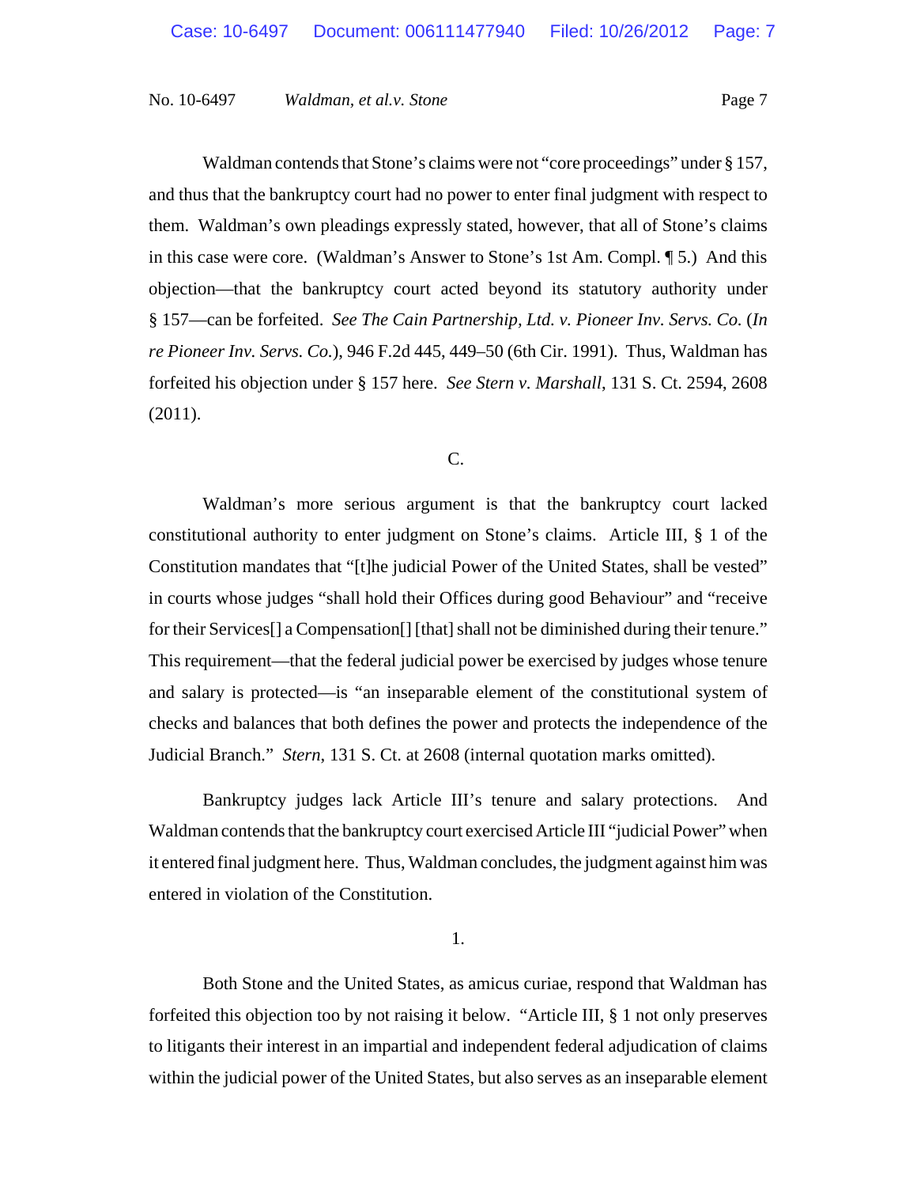Waldman contends that Stone's claims were not "core proceedings" under § 157, and thus that the bankruptcy court had no power to enter final judgment with respect to them. Waldman's own pleadings expressly stated, however, that all of Stone's claims in this case were core. (Waldman's Answer to Stone's 1st Am. Compl. ¶ 5.) And this objection—that the bankruptcy court acted beyond its statutory authority under § 157—can be forfeited. *See The Cain Partnership, Ltd. v. Pioneer Inv. Servs. Co.* (*In re Pioneer Inv. Servs. Co.*), 946 F.2d 445, 449–50 (6th Cir. 1991). Thus, Waldman has forfeited his objection under § 157 here. *See Stern v. Marshall*, 131 S. Ct. 2594, 2608 (2011).

C.

Waldman's more serious argument is that the bankruptcy court lacked constitutional authority to enter judgment on Stone's claims. Article III, § 1 of the Constitution mandates that "[t]he judicial Power of the United States, shall be vested" in courts whose judges "shall hold their Offices during good Behaviour" and "receive for their Services[] a Compensation[] [that] shall not be diminished during their tenure." This requirement—that the federal judicial power be exercised by judges whose tenure and salary is protected—is "an inseparable element of the constitutional system of checks and balances that both defines the power and protects the independence of the Judicial Branch." *Stern*, 131 S. Ct. at 2608 (internal quotation marks omitted).

Bankruptcy judges lack Article III's tenure and salary protections. And Waldman contends that the bankruptcy court exercised Article III "judicial Power" when it entered final judgment here. Thus, Waldman concludes, the judgment against him was entered in violation of the Constitution.

1.

Both Stone and the United States, as amicus curiae, respond that Waldman has forfeited this objection too by not raising it below. "Article III, § 1 not only preserves to litigants their interest in an impartial and independent federal adjudication of claims within the judicial power of the United States, but also serves as an inseparable element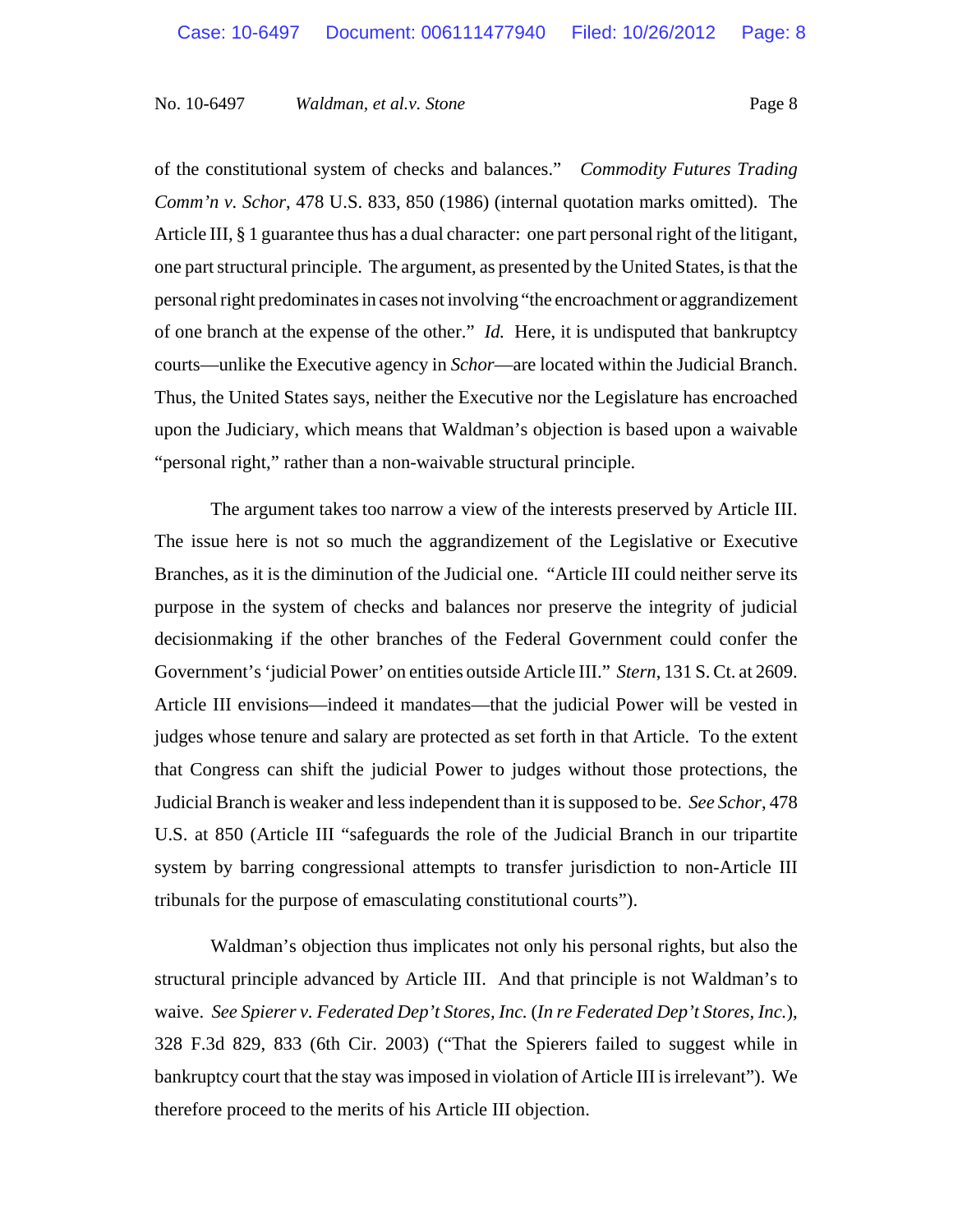of the constitutional system of checks and balances." *Commodity Futures Trading Comm'n v. Schor*, 478 U.S. 833, 850 (1986) (internal quotation marks omitted). The Article III, § 1 guarantee thus has a dual character: one part personal right of the litigant, one part structural principle. The argument, as presented by the United States, is that the personal right predominates in cases not involving "the encroachment or aggrandizement of one branch at the expense of the other." *Id.* Here, it is undisputed that bankruptcy courts—unlike the Executive agency in *Schor*—are located within the Judicial Branch. Thus, the United States says, neither the Executive nor the Legislature has encroached upon the Judiciary, which means that Waldman's objection is based upon a waivable "personal right," rather than a non-waivable structural principle.

The argument takes too narrow a view of the interests preserved by Article III. The issue here is not so much the aggrandizement of the Legislative or Executive Branches, as it is the diminution of the Judicial one. "Article III could neither serve its purpose in the system of checks and balances nor preserve the integrity of judicial decisionmaking if the other branches of the Federal Government could confer the Government's 'judicial Power' on entities outside Article III." *Stern*, 131 S. Ct. at 2609. Article III envisions—indeed it mandates—that the judicial Power will be vested in judges whose tenure and salary are protected as set forth in that Article. To the extent that Congress can shift the judicial Power to judges without those protections, the Judicial Branch is weaker and less independent than it is supposed to be. *See Schor*, 478 U.S. at 850 (Article III "safeguards the role of the Judicial Branch in our tripartite system by barring congressional attempts to transfer jurisdiction to non-Article III tribunals for the purpose of emasculating constitutional courts").

Waldman's objection thus implicates not only his personal rights, but also the structural principle advanced by Article III. And that principle is not Waldman's to waive. *See Spierer v. Federated Dep't Stores, Inc.* (*In re Federated Dep't Stores, Inc.*), 328 F.3d 829, 833 (6th Cir. 2003) ("That the Spierers failed to suggest while in bankruptcy court that the stay was imposed in violation of Article III is irrelevant"). We therefore proceed to the merits of his Article III objection.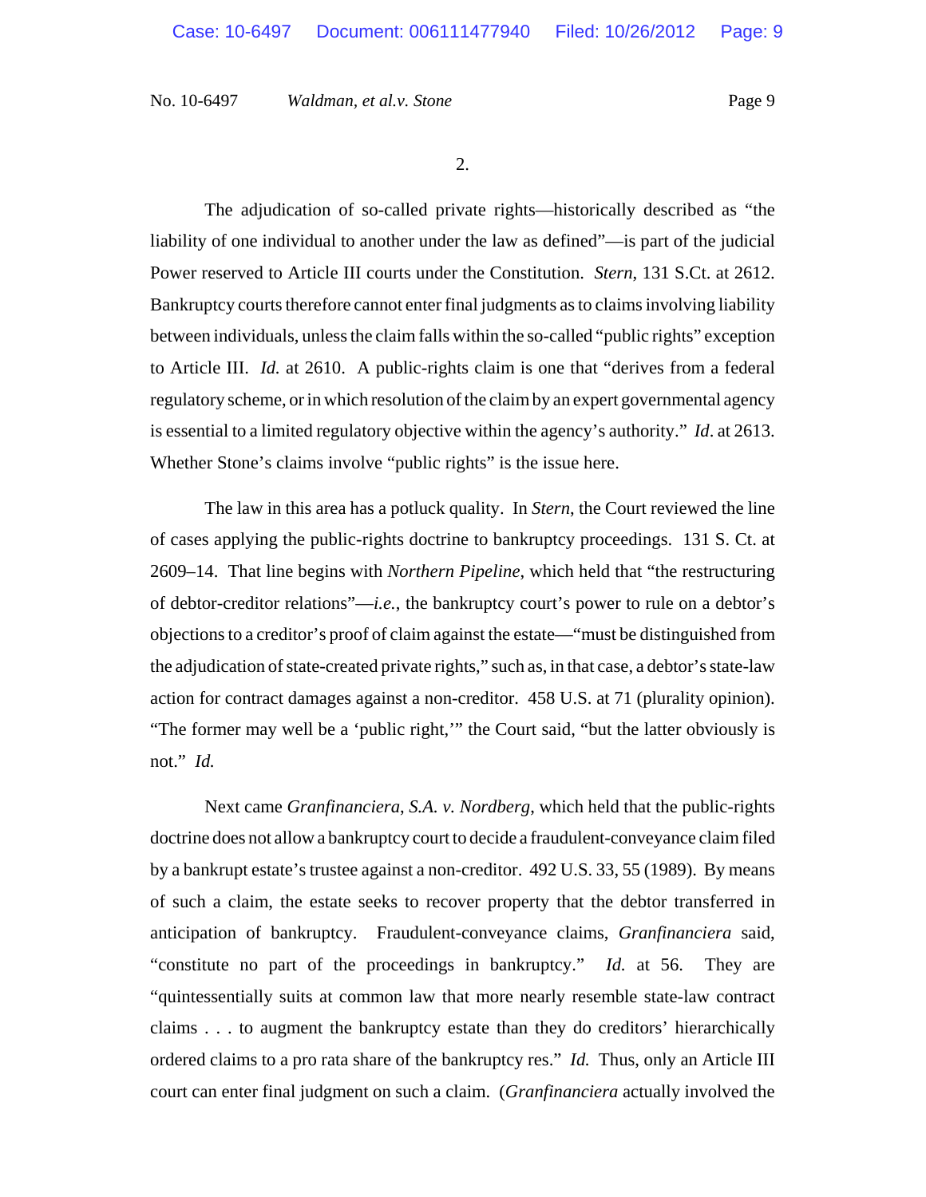2.

The adjudication of so-called private rights—historically described as "the liability of one individual to another under the law as defined"—is part of the judicial Power reserved to Article III courts under the Constitution. *Stern*, 131 S.Ct. at 2612. Bankruptcy courts therefore cannot enter final judgments as to claims involving liability between individuals, unless the claim falls within the so-called "public rights" exception to Article III. *Id.* at 2610. A public-rights claim is one that "derives from a federal regulatory scheme, or in which resolution of the claim by an expert governmental agency is essential to a limited regulatory objective within the agency's authority." *Id*. at 2613. Whether Stone's claims involve "public rights" is the issue here.

The law in this area has a potluck quality. In *Stern*, the Court reviewed the line of cases applying the public-rights doctrine to bankruptcy proceedings. 131 S. Ct. at 2609–14. That line begins with *Northern Pipeline*, which held that "the restructuring of debtor-creditor relations"—*i.e.*, the bankruptcy court's power to rule on a debtor's objections to a creditor's proof of claim against the estate—"must be distinguished from the adjudication of state-created private rights," such as, in that case, a debtor's state-law action for contract damages against a non-creditor. 458 U.S. at 71 (plurality opinion). "The former may well be a 'public right,'" the Court said, "but the latter obviously is not." *Id.*

Next came *Granfinanciera, S.A. v. Nordberg*, which held that the public-rights doctrine does not allow a bankruptcy court to decide a fraudulent-conveyance claim filed by a bankrupt estate's trustee against a non-creditor. 492 U.S. 33, 55 (1989). By means of such a claim, the estate seeks to recover property that the debtor transferred in anticipation of bankruptcy. Fraudulent-conveyance claims, *Granfinanciera* said, "constitute no part of the proceedings in bankruptcy." *Id.* at 56. They are "quintessentially suits at common law that more nearly resemble state-law contract claims . . . to augment the bankruptcy estate than they do creditors' hierarchically ordered claims to a pro rata share of the bankruptcy res." *Id.* Thus, only an Article III court can enter final judgment on such a claim. (*Granfinanciera* actually involved the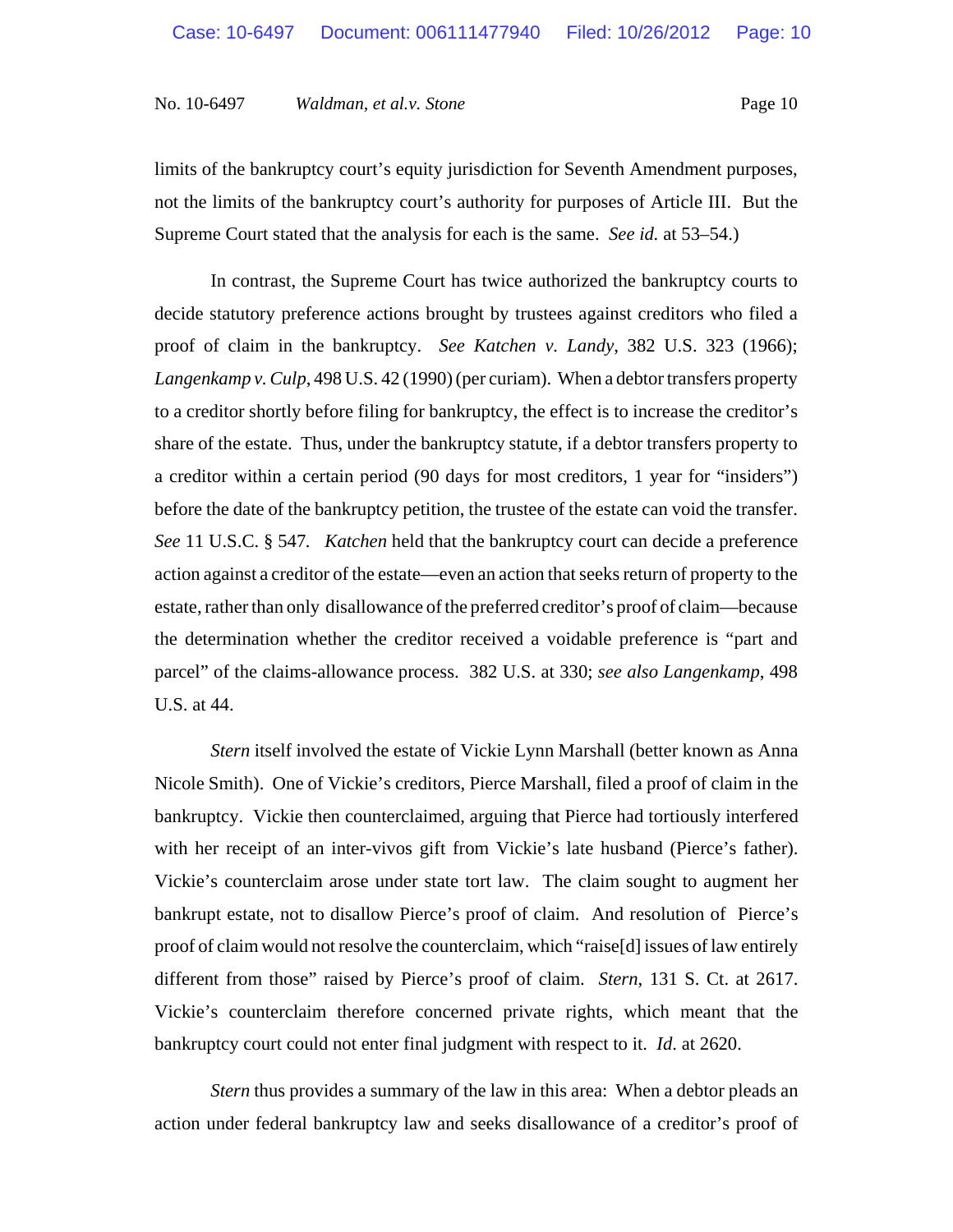limits of the bankruptcy court's equity jurisdiction for Seventh Amendment purposes, not the limits of the bankruptcy court's authority for purposes of Article III. But the Supreme Court stated that the analysis for each is the same. *See id.* at 53–54.)

In contrast, the Supreme Court has twice authorized the bankruptcy courts to decide statutory preference actions brought by trustees against creditors who filed a proof of claim in the bankruptcy. *See Katchen v. Landy*, 382 U.S. 323 (1966); *Langenkamp v. Culp*, 498 U.S. 42 (1990) (per curiam). When a debtor transfers property to a creditor shortly before filing for bankruptcy, the effect is to increase the creditor's share of the estate. Thus, under the bankruptcy statute, if a debtor transfers property to a creditor within a certain period (90 days for most creditors, 1 year for "insiders") before the date of the bankruptcy petition, the trustee of the estate can void the transfer. *See* 11 U.S.C. § 547. *Katchen* held that the bankruptcy court can decide a preference action against a creditor of the estate—even an action that seeks return of property to the estate, rather than only disallowance of the preferred creditor's proof of claim—because the determination whether the creditor received a voidable preference is "part and parcel" of the claims-allowance process. 382 U.S. at 330; *see also Langenkamp*, 498 U.S. at 44.

*Stern* itself involved the estate of Vickie Lynn Marshall (better known as Anna Nicole Smith). One of Vickie's creditors, Pierce Marshall, filed a proof of claim in the bankruptcy. Vickie then counterclaimed, arguing that Pierce had tortiously interfered with her receipt of an inter-vivos gift from Vickie's late husband (Pierce's father). Vickie's counterclaim arose under state tort law. The claim sought to augment her bankrupt estate, not to disallow Pierce's proof of claim. And resolution of Pierce's proof of claim would not resolve the counterclaim, which "raise[d] issues of law entirely different from those" raised by Pierce's proof of claim. *Stern*, 131 S. Ct. at 2617. Vickie's counterclaim therefore concerned private rights, which meant that the bankruptcy court could not enter final judgment with respect to it. *Id.* at 2620.

*Stern* thus provides a summary of the law in this area: When a debtor pleads an action under federal bankruptcy law and seeks disallowance of a creditor's proof of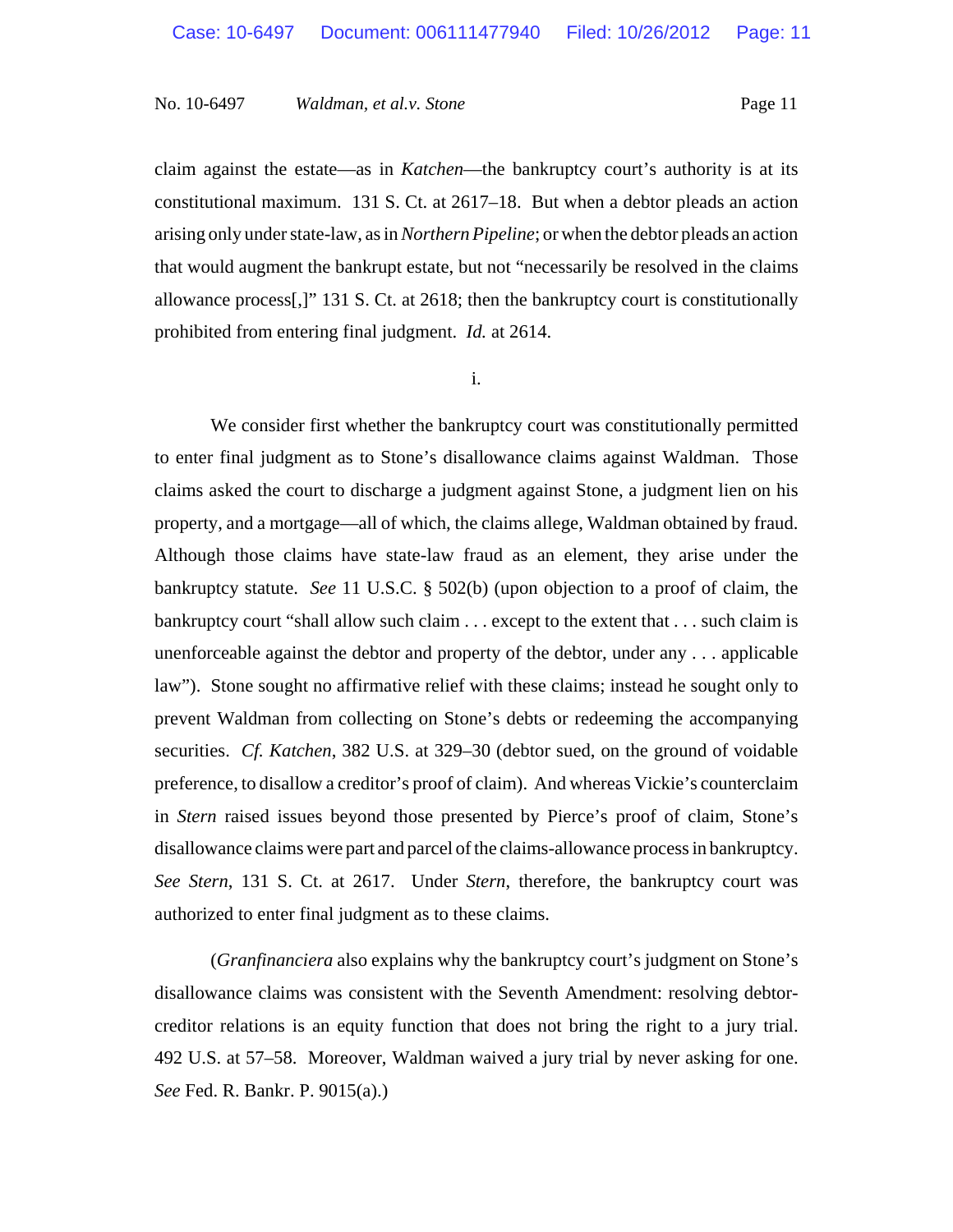claim against the estate—as in *Katchen*—the bankruptcy court's authority is at its constitutional maximum. 131 S. Ct. at 2617–18. But when a debtor pleads an action arising only under state-law, as in *Northern Pipeline*; or when the debtor pleads an action that would augment the bankrupt estate, but not "necessarily be resolved in the claims allowance process[,]" 131 S. Ct. at 2618; then the bankruptcy court is constitutionally prohibited from entering final judgment. *Id.* at 2614.

i.

We consider first whether the bankruptcy court was constitutionally permitted to enter final judgment as to Stone's disallowance claims against Waldman. Those claims asked the court to discharge a judgment against Stone, a judgment lien on his property, and a mortgage—all of which, the claims allege, Waldman obtained by fraud. Although those claims have state-law fraud as an element, they arise under the bankruptcy statute. *See* 11 U.S.C. § 502(b) (upon objection to a proof of claim, the bankruptcy court "shall allow such claim . . . except to the extent that . . . such claim is unenforceable against the debtor and property of the debtor, under any . . . applicable law"). Stone sought no affirmative relief with these claims; instead he sought only to prevent Waldman from collecting on Stone's debts or redeeming the accompanying securities. *Cf. Katchen*, 382 U.S. at 329–30 (debtor sued, on the ground of voidable preference, to disallow a creditor's proof of claim). And whereas Vickie's counterclaim in *Stern* raised issues beyond those presented by Pierce's proof of claim, Stone's disallowance claims were part and parcel of the claims-allowance process in bankruptcy. *See Stern*, 131 S. Ct. at 2617. Under *Stern*, therefore, the bankruptcy court was authorized to enter final judgment as to these claims.

(*Granfinanciera* also explains why the bankruptcy court's judgment on Stone's disallowance claims was consistent with the Seventh Amendment: resolving debtor-creditor relations is an equity function that does not bring the right to a jury trial. 492 U.S. at 57–58. Moreover, Waldman waived a jury trial by never asking for one. *See* Fed. R. Bankr. P. 9015(a).)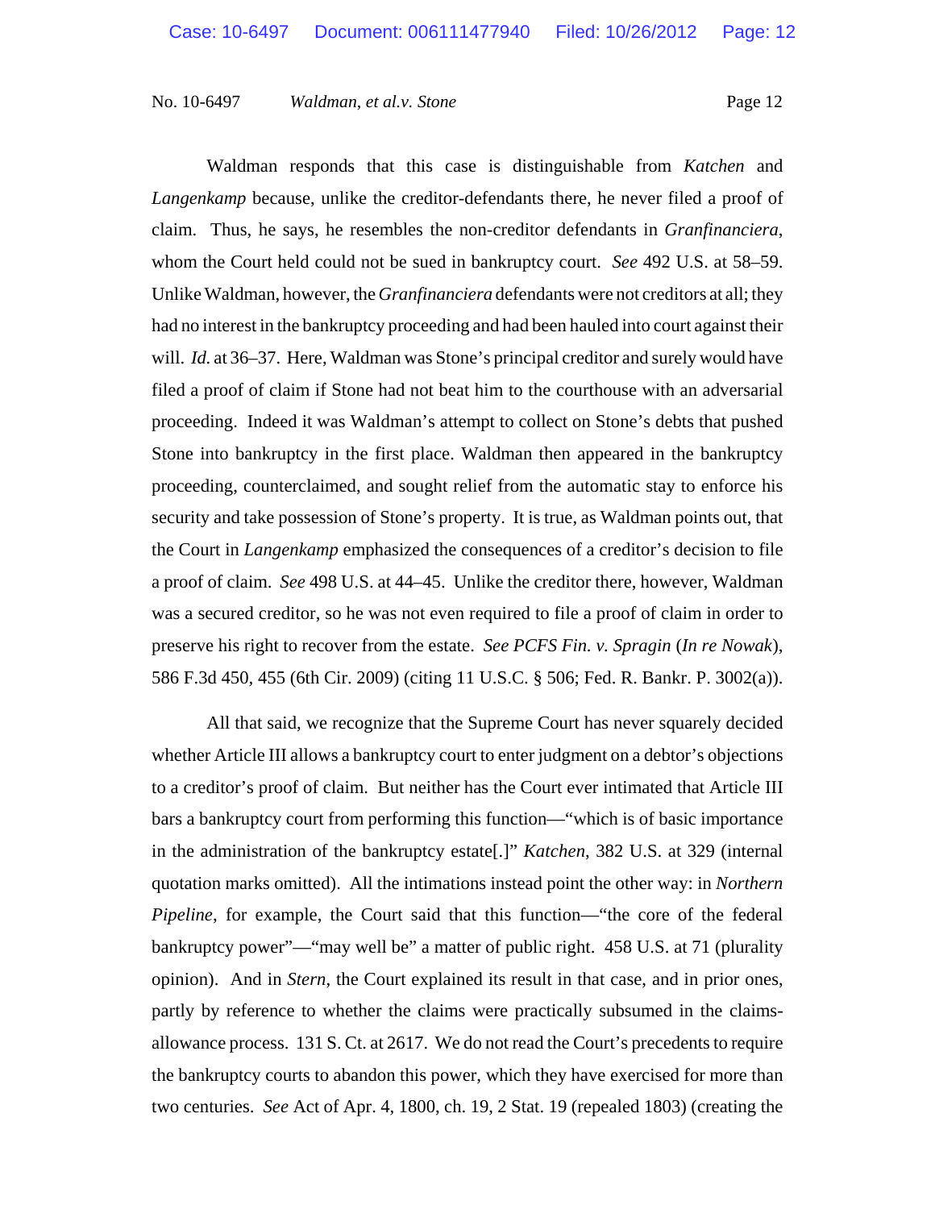Waldman responds that this case is distinguishable from *Katchen* and *Langenkamp* because, unlike the creditor-defendants there, he never filed a proof of claim. Thus, he says, he resembles the non-creditor defendants in *Granfinanciera*, whom the Court held could not be sued in bankruptcy court. *See* 492 U.S. at 58–59. Unlike Waldman, however, the *Granfinanciera* defendants were not creditors at all; they had no interest in the bankruptcy proceeding and had been hauled into court against their will. *Id.* at 36–37. Here, Waldman was Stone's principal creditor and surely would have filed a proof of claim if Stone had not beat him to the courthouse with an adversarial proceeding. Indeed it was Waldman's attempt to collect on Stone's debts that pushed Stone into bankruptcy in the first place. Waldman then appeared in the bankruptcy proceeding, counterclaimed, and sought relief from the automatic stay to enforce his security and take possession of Stone's property. It is true, as Waldman points out, that the Court in *Langenkamp* emphasized the consequences of a creditor's decision to file a proof of claim. *See* 498 U.S. at 44–45. Unlike the creditor there, however, Waldman was a secured creditor, so he was not even required to file a proof of claim in order to preserve his right to recover from the estate. *See PCFS Fin. v. Spragin* (*In re Nowak*), 586 F.3d 450, 455 (6th Cir. 2009) (citing 11 U.S.C. § 506; Fed. R. Bankr. P. 3002(a)).

All that said, we recognize that the Supreme Court has never squarely decided whether Article III allows a bankruptcy court to enter judgment on a debtor's objections to a creditor's proof of claim. But neither has the Court ever intimated that Article III bars a bankruptcy court from performing this function—"which is of basic importance in the administration of the bankruptcy estate[.]" *Katchen*, 382 U.S. at 329 (internal quotation marks omitted). All the intimations instead point the other way: in *Northern Pipeline*, for example, the Court said that this function—"the core of the federal bankruptcy power"—"may well be" a matter of public right. 458 U.S. at 71 (plurality opinion). And in *Stern*, the Court explained its result in that case, and in prior ones, partly by reference to whether the claims were practically subsumed in the claims-allowance process. 131 S. Ct. at 2617. We do not read the Court's precedents to require the bankruptcy courts to abandon this power, which they have exercised for more than two centuries. *See* Act of Apr. 4, 1800, ch. 19, 2 Stat. 19 (repealed 1803) (creating the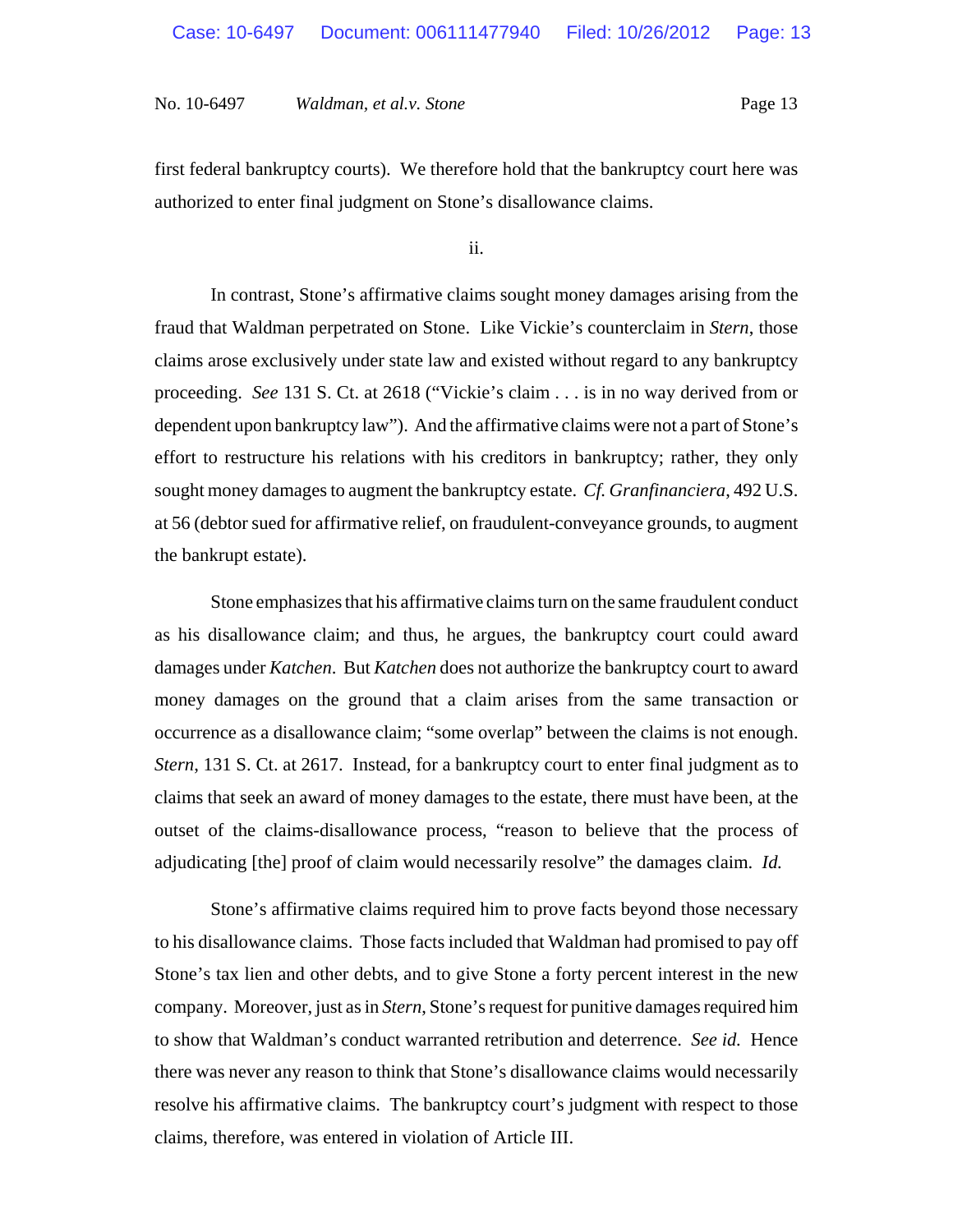first federal bankruptcy courts). We therefore hold that the bankruptcy court here was authorized to enter final judgment on Stone's disallowance claims.

ii.

In contrast, Stone's affirmative claims sought money damages arising from the fraud that Waldman perpetrated on Stone. Like Vickie's counterclaim in *Stern*, those claims arose exclusively under state law and existed without regard to any bankruptcy proceeding. *See* 131 S. Ct. at 2618 ("Vickie's claim . . . is in no way derived from or dependent upon bankruptcy law"). And the affirmative claims were not a part of Stone's effort to restructure his relations with his creditors in bankruptcy; rather, they only sought money damages to augment the bankruptcy estate. *Cf. Granfinanciera*, 492 U.S. at 56 (debtor sued for affirmative relief, on fraudulent-conveyance grounds, to augment the bankrupt estate).

Stone emphasizes that his affirmative claims turn on the same fraudulent conduct as his disallowance claim; and thus, he argues, the bankruptcy court could award damages under *Katchen*. But *Katchen* does not authorize the bankruptcy court to award money damages on the ground that a claim arises from the same transaction or occurrence as a disallowance claim; "some overlap" between the claims is not enough. *Stern*, 131 S. Ct. at 2617. Instead, for a bankruptcy court to enter final judgment as to claims that seek an award of money damages to the estate, there must have been, at the outset of the claims-disallowance process, "reason to believe that the process of adjudicating [the] proof of claim would necessarily resolve" the damages claim. *Id.*

Stone's affirmative claims required him to prove facts beyond those necessary to his disallowance claims. Those facts included that Waldman had promised to pay off Stone's tax lien and other debts, and to give Stone a forty percent interest in the new company. Moreover, just as in *Stern*, Stone's request for punitive damages required him to show that Waldman's conduct warranted retribution and deterrence. *See id.* Hence there was never any reason to think that Stone's disallowance claims would necessarily resolve his affirmative claims. The bankruptcy court's judgment with respect to those claims, therefore, was entered in violation of Article III.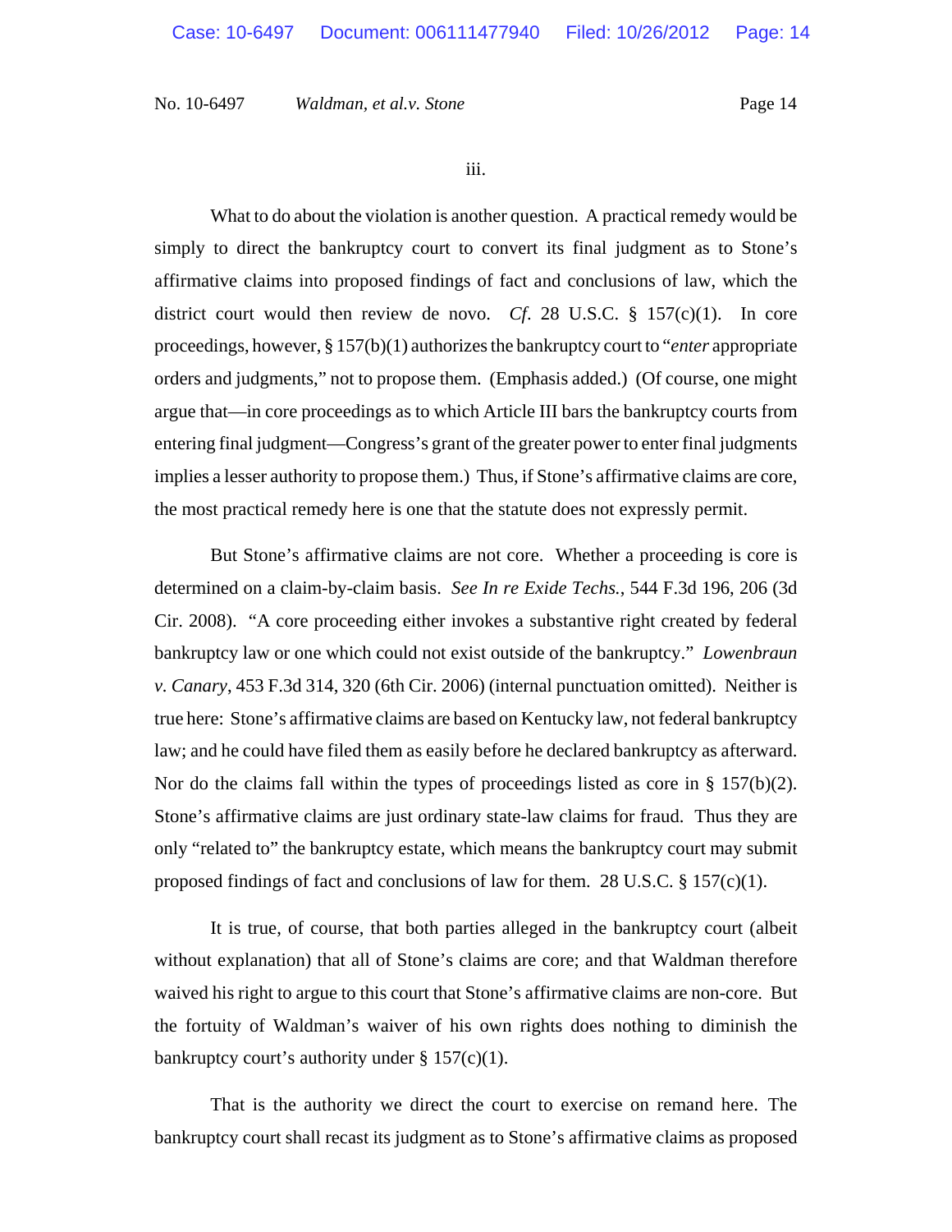iii.

What to do about the violation is another question. A practical remedy would be simply to direct the bankruptcy court to convert its final judgment as to Stone's affirmative claims into proposed findings of fact and conclusions of law, which the district court would then review de novo. *Cf.* 28 U.S.C. § 157(c)(1). In core proceedings, however, § 157(b)(1) authorizes the bankruptcy court to "*enter* appropriate orders and judgments," not to propose them. (Emphasis added.) (Of course, one might argue that—in core proceedings as to which Article III bars the bankruptcy courts from entering final judgment—Congress's grant of the greater power to enter final judgments implies a lesser authority to propose them.) Thus, if Stone's affirmative claims are core, the most practical remedy here is one that the statute does not expressly permit.

But Stone's affirmative claims are not core. Whether a proceeding is core is determined on a claim-by-claim basis. *See In re Exide Techs.*, 544 F.3d 196, 206 (3d Cir. 2008). "A core proceeding either invokes a substantive right created by federal bankruptcy law or one which could not exist outside of the bankruptcy." *Lowenbraun v. Canary*, 453 F.3d 314, 320 (6th Cir. 2006) (internal punctuation omitted). Neither is true here: Stone's affirmative claims are based on Kentucky law, not federal bankruptcy law; and he could have filed them as easily before he declared bankruptcy as afterward. Nor do the claims fall within the types of proceedings listed as core in § 157(b)(2). Stone's affirmative claims are just ordinary state-law claims for fraud. Thus they are only "related to" the bankruptcy estate, which means the bankruptcy court may submit proposed findings of fact and conclusions of law for them. 28 U.S.C. § 157(c)(1).

It is true, of course, that both parties alleged in the bankruptcy court (albeit without explanation) that all of Stone's claims are core; and that Waldman therefore waived his right to argue to this court that Stone's affirmative claims are non-core. But the fortuity of Waldman's waiver of his own rights does nothing to diminish the bankruptcy court's authority under § 157(c)(1).

That is the authority we direct the court to exercise on remand here. The bankruptcy court shall recast its judgment as to Stone's affirmative claims as proposed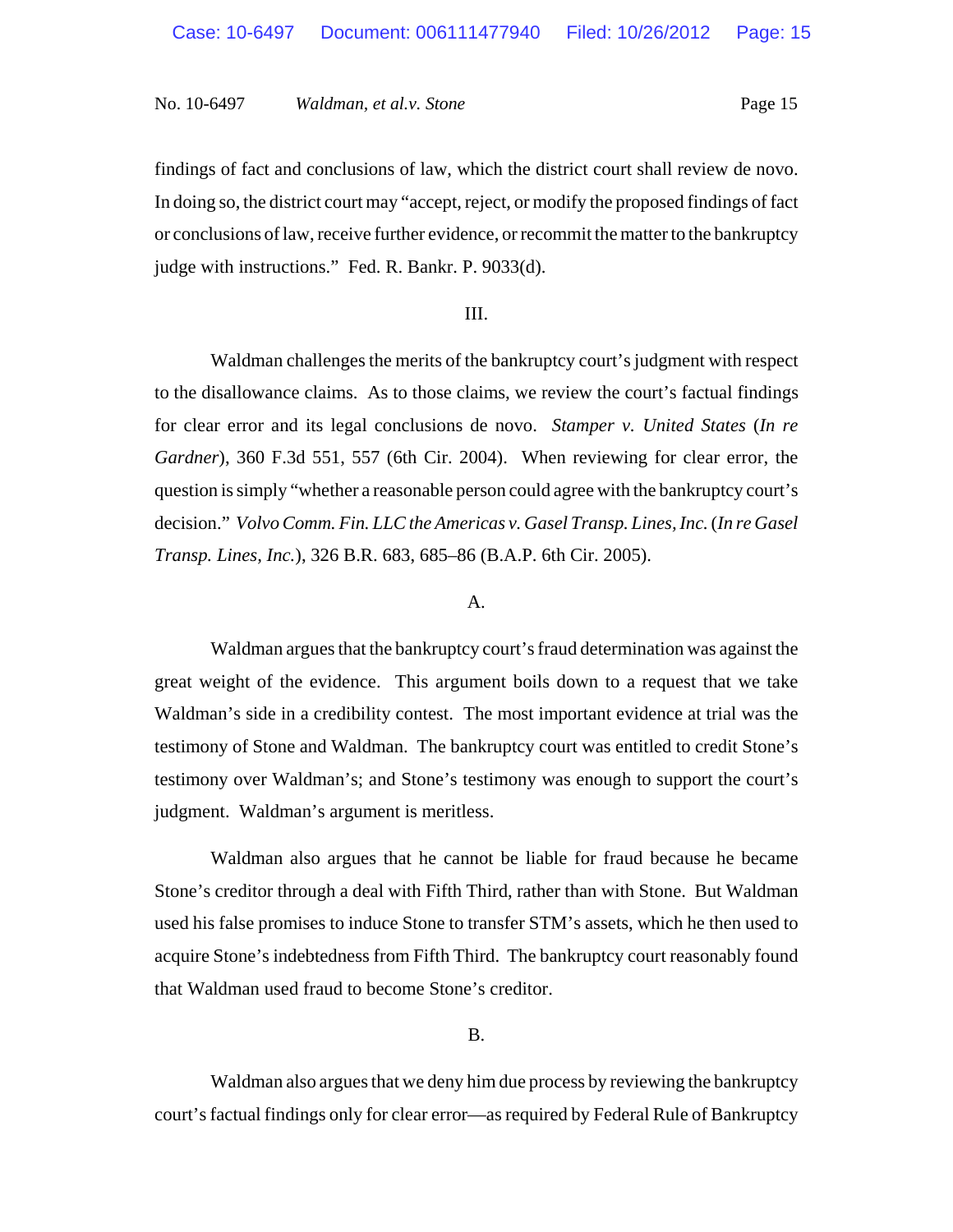findings of fact and conclusions of law, which the district court shall review de novo. In doing so, the district court may "accept, reject, or modify the proposed findings of fact or conclusions of law, receive further evidence, or recommit the matter to the bankruptcy judge with instructions." Fed. R. Bankr. P. 9033(d).

III.

Waldman challenges the merits of the bankruptcy court's judgment with respect to the disallowance claims. As to those claims, we review the court's factual findings for clear error and its legal conclusions de novo. *Stamper v. United States* (*In re Gardner*), 360 F.3d 551, 557 (6th Cir. 2004). When reviewing for clear error, the question is simply "whether a reasonable person could agree with the bankruptcy court's decision." *Volvo Comm. Fin. LLC the Americas v. Gasel Transp. Lines, Inc.* (*In re Gasel Transp. Lines, Inc.*), 326 B.R. 683, 685–86 (B.A.P. 6th Cir. 2005).

A.

Waldman argues that the bankruptcy court's fraud determination was against the great weight of the evidence. This argument boils down to a request that we take Waldman's side in a credibility contest. The most important evidence at trial was the testimony of Stone and Waldman. The bankruptcy court was entitled to credit Stone's testimony over Waldman's; and Stone's testimony was enough to support the court's judgment. Waldman's argument is meritless.

Waldman also argues that he cannot be liable for fraud because he became Stone's creditor through a deal with Fifth Third, rather than with Stone. But Waldman used his false promises to induce Stone to transfer STM's assets, which he then used to acquire Stone's indebtedness from Fifth Third. The bankruptcy court reasonably found that Waldman used fraud to become Stone's creditor.

B.

Waldman also argues that we deny him due process by reviewing the bankruptcy court's factual findings only for clear error—as required by Federal Rule of Bankruptcy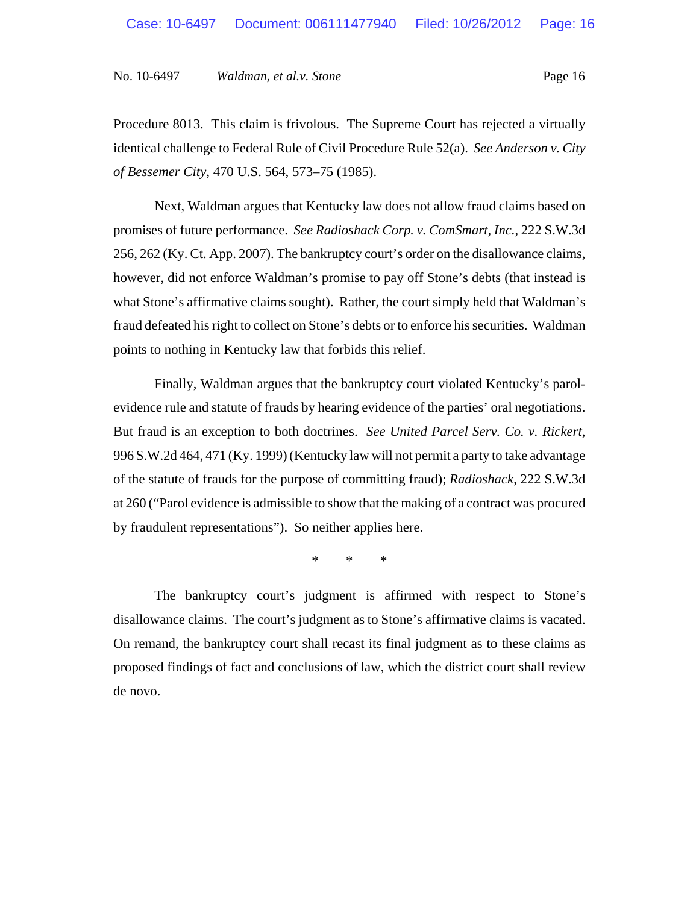Procedure 8013. This claim is frivolous. The Supreme Court has rejected a virtually identical challenge to Federal Rule of Civil Procedure Rule 52(a). *See Anderson v. City of Bessemer City*, 470 U.S. 564, 573–75 (1985).

Next, Waldman argues that Kentucky law does not allow fraud claims based on promises of future performance. *See Radioshack Corp. v. ComSmart, Inc.*, 222 S.W.3d 256, 262 (Ky. Ct. App. 2007). The bankruptcy court's order on the disallowance claims, however, did not enforce Waldman's promise to pay off Stone's debts (that instead is what Stone's affirmative claims sought). Rather, the court simply held that Waldman's fraud defeated his right to collect on Stone's debts or to enforce his securities. Waldman points to nothing in Kentucky law that forbids this relief.

Finally, Waldman argues that the bankruptcy court violated Kentucky's parol-evidence rule and statute of frauds by hearing evidence of the parties' oral negotiations. But fraud is an exception to both doctrines. *See United Parcel Serv. Co. v. Rickert*, 996 S.W.2d 464, 471 (Ky. 1999) (Kentucky law will not permit a party to take advantage of the statute of frauds for the purpose of committing fraud); *Radioshack*, 222 S.W.3d at 260 ("Parol evidence is admissible to show that the making of a contract was procured by fraudulent representations"). So neither applies here.

\* \* \*

The bankruptcy court's judgment is affirmed with respect to Stone's disallowance claims. The court's judgment as to Stone's affirmative claims is vacated. On remand, the bankruptcy court shall recast its final judgment as to these claims as proposed findings of fact and conclusions of law, which the district court shall review de novo.